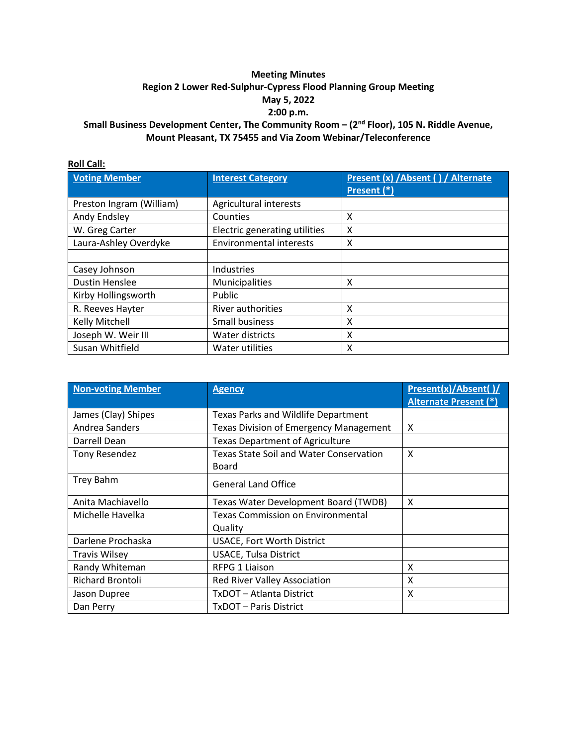**Meeting Minutes**
**Region 2 Lower Red-Sulphur-Cypress Flood Planning Group Meeting**
**May 5, 2022**
**2:00 p.m.**
**Small Business Development Center, The Community Room – (2nd Floor), 105 N. Riddle Avenue, Mount Pleasant, TX 75455 and Via Zoom Webinar/Teleconference**

**Roll Call:**

| Voting Member | Interest Category | Present (x) /Absent ( ) / Alternate Present (*) |
|---|---|---|
| Preston Ingram (William) | Agricultural interests | |
| Andy Endsley | Counties | X |
| W. Greg Carter | Electric generating utilities | X |
| Laura-Ashley Overdyke | Environmental interests | X |
| | | |
| Casey Johnson | Industries | |
| Dustin Henslee | Municipalities | X |
| Kirby Hollingsworth | Public | |
| R. Reeves Hayter | River authorities | X |
| Kelly Mitchell | Small business | X |
| Joseph W. Weir III | Water districts | X |
| Susan Whitfield | Water utilities | X |

| Non-voting Member | Agency | Present(x)/Absent( )/ Alternate Present (*) |
|---|---|---|
| James (Clay) Shipes | Texas Parks and Wildlife Department | |
| Andrea Sanders | Texas Division of Emergency Management | X |
| Darrell Dean | Texas Department of Agriculture | |
| Tony Resendez | Texas State Soil and Water Conservation Board | X |
| Trey Bahm | General Land Office | |
| Anita Machiavello | Texas Water Development Board (TWDB) | X |
| Michelle Havelka | Texas Commission on Environmental Quality | |
| Darlene Prochaska | USACE, Fort Worth District | |
| Travis Wilsey | USACE, Tulsa District | |
| Randy Whiteman | RFPG 1 Liaison | X |
| Richard Brontoli | Red River Valley Association | X |
| Jason Dupree | TxDOT – Atlanta District | X |
| Dan Perry | TxDOT – Paris District | |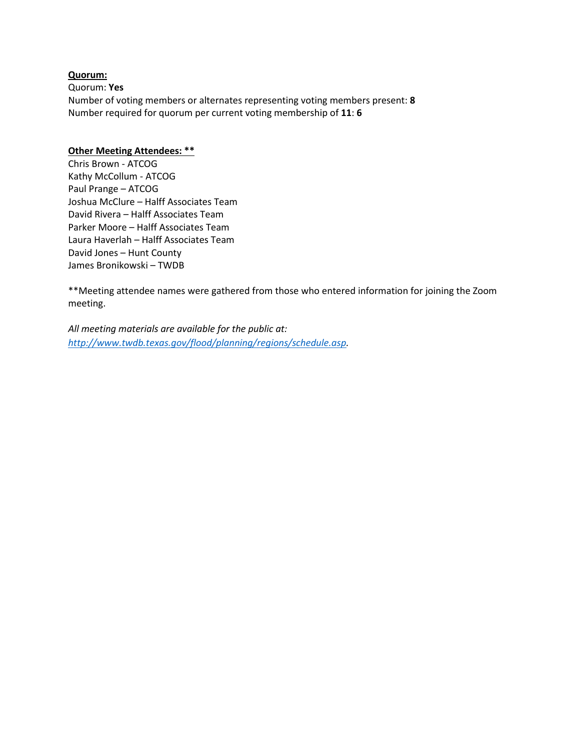**Quorum:**

Quorum: **Yes**
Number of voting members or alternates representing voting members present: **8**
Number required for quorum per current voting membership of **11**: **6**

**Other Meeting Attendees: ****

Chris Brown - ATCOG
Kathy McCollum - ATCOG
Paul Prange – ATCOG
Joshua McClure – Halff Associates Team
David Rivera – Halff Associates Team
Parker Moore – Halff Associates Team
Laura Haverlah – Halff Associates Team
David Jones – Hunt County
James Bronikowski – TWDB

**Meeting attendee names were gathered from those who entered information for joining the Zoom meeting.

*All meeting materials are available for the public at:*
*[http://www.twdb.texas.gov/flood/planning/regions/schedule.asp](http://www.twdb.texas.gov/flood/planning/regions/schedule.asp).*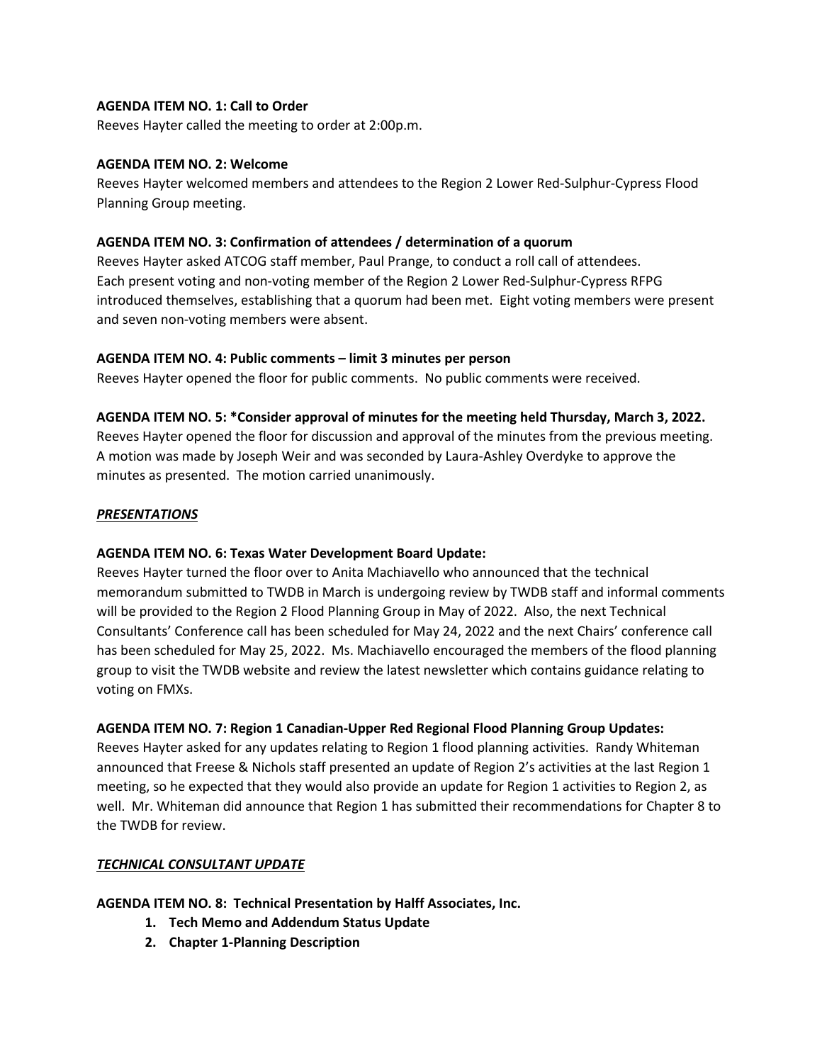**AGENDA ITEM NO. 1: Call to Order**

Reeves Hayter called the meeting to order at 2:00p.m.

**AGENDA ITEM NO. 2: Welcome**

Reeves Hayter welcomed members and attendees to the Region 2 Lower Red-Sulphur-Cypress Flood Planning Group meeting.

**AGENDA ITEM NO. 3: Confirmation of attendees / determination of a quorum**

Reeves Hayter asked ATCOG staff member, Paul Prange, to conduct a roll call of attendees. Each present voting and non-voting member of the Region 2 Lower Red-Sulphur-Cypress RFPG introduced themselves, establishing that a quorum had been met. Eight voting members were present and seven non-voting members were absent.

**AGENDA ITEM NO. 4: Public comments – limit 3 minutes per person**

Reeves Hayter opened the floor for public comments. No public comments were received.

**AGENDA ITEM NO. 5: *Consider approval of minutes for the meeting held Thursday, March 3, 2022.**

Reeves Hayter opened the floor for discussion and approval of the minutes from the previous meeting. A motion was made by Joseph Weir and was seconded by Laura-Ashley Overdyke to approve the minutes as presented. The motion carried unanimously.

***PRESENTATIONS***

**AGENDA ITEM NO. 6: Texas Water Development Board Update:**

Reeves Hayter turned the floor over to Anita Machiavello who announced that the technical memorandum submitted to TWDB in March is undergoing review by TWDB staff and informal comments will be provided to the Region 2 Flood Planning Group in May of 2022. Also, the next Technical Consultants' Conference call has been scheduled for May 24, 2022 and the next Chairs' conference call has been scheduled for May 25, 2022. Ms. Machiavello encouraged the members of the flood planning group to visit the TWDB website and review the latest newsletter which contains guidance relating to voting on FMXs.

**AGENDA ITEM NO. 7: Region 1 Canadian-Upper Red Regional Flood Planning Group Updates:**

Reeves Hayter asked for any updates relating to Region 1 flood planning activities. Randy Whiteman announced that Freese & Nichols staff presented an update of Region 2's activities at the last Region 1 meeting, so he expected that they would also provide an update for Region 1 activities to Region 2, as well. Mr. Whiteman did announce that Region 1 has submitted their recommendations for Chapter 8 to the TWDB for review.

***TECHNICAL CONSULTANT UPDATE***

**AGENDA ITEM NO. 8: Technical Presentation by Halff Associates, Inc.**

1. **Tech Memo and Addendum Status Update**
2. **Chapter 1-Planning Description**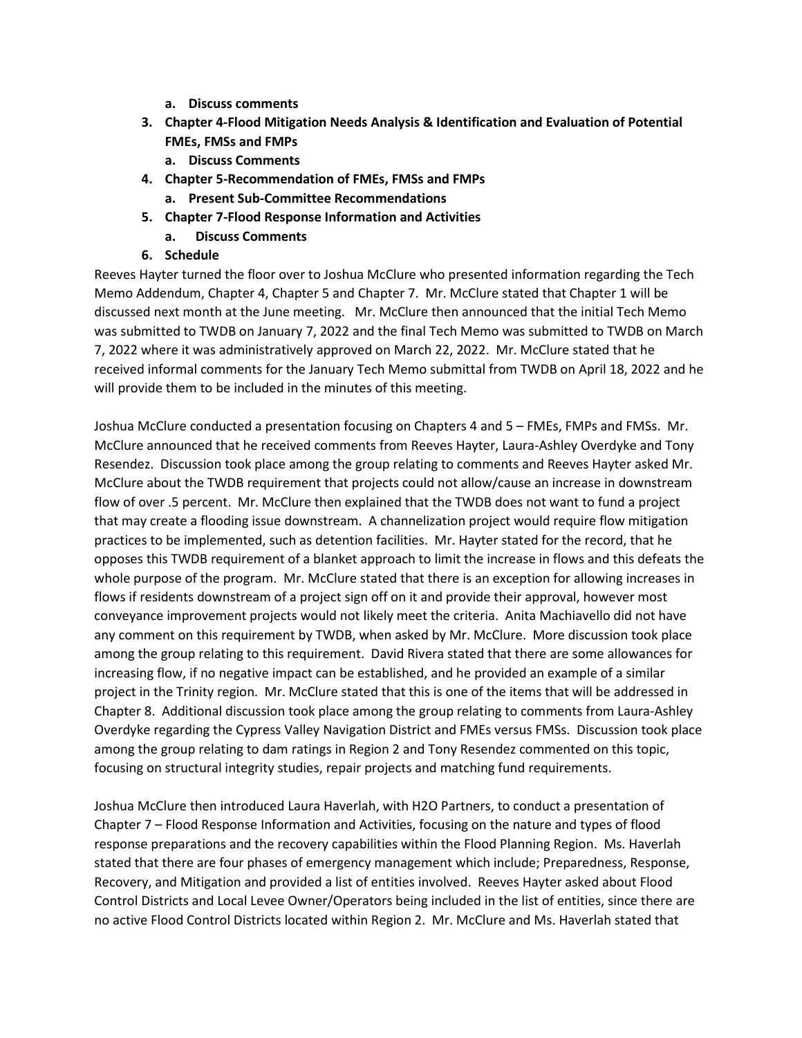- **a. Discuss comments**

3. **Chapter 4-Flood Mitigation Needs Analysis & Identification and Evaluation of Potential FMEs, FMSs and FMPs**
   - **a. Discuss Comments**
4. **Chapter 5-Recommendation of FMEs, FMSs and FMPs**
   - **a. Present Sub-Committee Recommendations**
5. **Chapter 7-Flood Response Information and Activities**
   - **a. Discuss Comments**
6. **Schedule**

Reeves Hayter turned the floor over to Joshua McClure who presented information regarding the Tech Memo Addendum, Chapter 4, Chapter 5 and Chapter 7. Mr. McClure stated that Chapter 1 will be discussed next month at the June meeting. Mr. McClure then announced that the initial Tech Memo was submitted to TWDB on January 7, 2022 and the final Tech Memo was submitted to TWDB on March 7, 2022 where it was administratively approved on March 22, 2022. Mr. McClure stated that he received informal comments for the January Tech Memo submittal from TWDB on April 18, 2022 and he will provide them to be included in the minutes of this meeting.

Joshua McClure conducted a presentation focusing on Chapters 4 and 5 – FMEs, FMPs and FMSs. Mr. McClure announced that he received comments from Reeves Hayter, Laura-Ashley Overdyke and Tony Resendez. Discussion took place among the group relating to comments and Reeves Hayter asked Mr. McClure about the TWDB requirement that projects could not allow/cause an increase in downstream flow of over .5 percent. Mr. McClure then explained that the TWDB does not want to fund a project that may create a flooding issue downstream. A channelization project would require flow mitigation practices to be implemented, such as detention facilities. Mr. Hayter stated for the record, that he opposes this TWDB requirement of a blanket approach to limit the increase in flows and this defeats the whole purpose of the program. Mr. McClure stated that there is an exception for allowing increases in flows if residents downstream of a project sign off on it and provide their approval, however most conveyance improvement projects would not likely meet the criteria. Anita Machiavello did not have any comment on this requirement by TWDB, when asked by Mr. McClure. More discussion took place among the group relating to this requirement. David Rivera stated that there are some allowances for increasing flow, if no negative impact can be established, and he provided an example of a similar project in the Trinity region. Mr. McClure stated that this is one of the items that will be addressed in Chapter 8. Additional discussion took place among the group relating to comments from Laura-Ashley Overdyke regarding the Cypress Valley Navigation District and FMEs versus FMSs. Discussion took place among the group relating to dam ratings in Region 2 and Tony Resendez commented on this topic, focusing on structural integrity studies, repair projects and matching fund requirements.

Joshua McClure then introduced Laura Haverlah, with H2O Partners, to conduct a presentation of Chapter 7 – Flood Response Information and Activities, focusing on the nature and types of flood response preparations and the recovery capabilities within the Flood Planning Region. Ms. Haverlah stated that there are four phases of emergency management which include; Preparedness, Response, Recovery, and Mitigation and provided a list of entities involved. Reeves Hayter asked about Flood Control Districts and Local Levee Owner/Operators being included in the list of entities, since there are no active Flood Control Districts located within Region 2. Mr. McClure and Ms. Haverlah stated that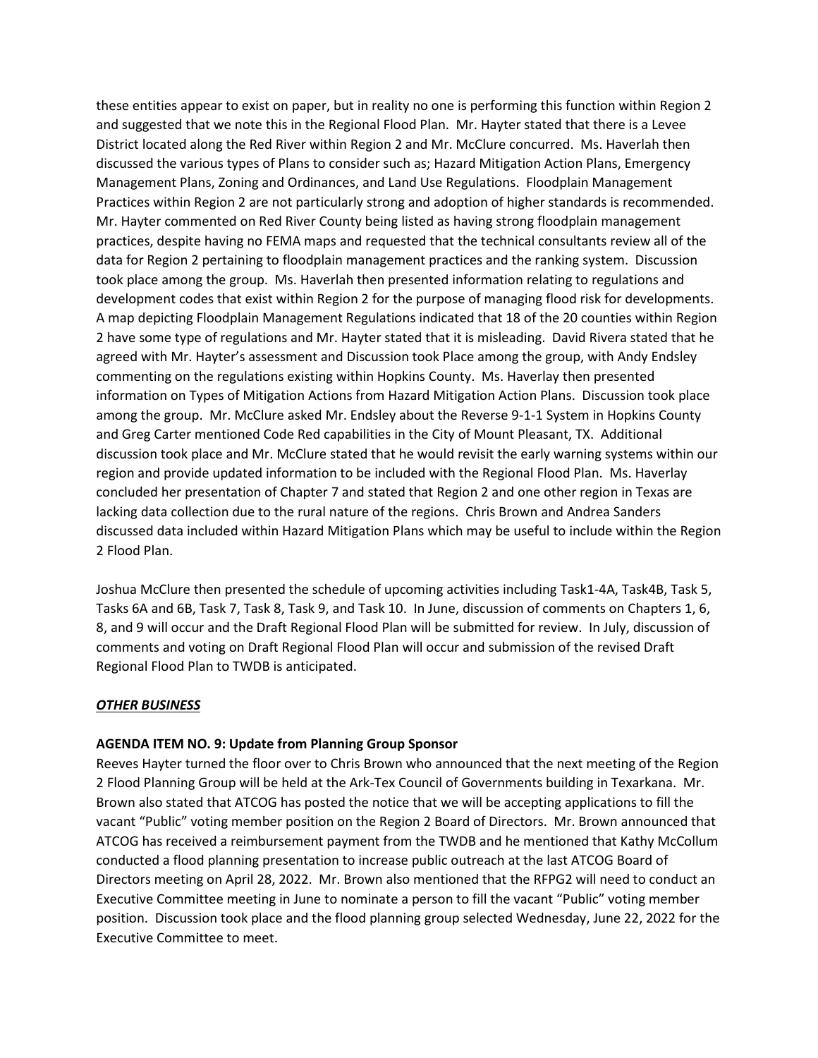these entities appear to exist on paper, but in reality no one is performing this function within Region 2 and suggested that we note this in the Regional Flood Plan. Mr. Hayter stated that there is a Levee District located along the Red River within Region 2 and Mr. McClure concurred. Ms. Haverlah then discussed the various types of Plans to consider such as; Hazard Mitigation Action Plans, Emergency Management Plans, Zoning and Ordinances, and Land Use Regulations. Floodplain Management Practices within Region 2 are not particularly strong and adoption of higher standards is recommended. Mr. Hayter commented on Red River County being listed as having strong floodplain management practices, despite having no FEMA maps and requested that the technical consultants review all of the data for Region 2 pertaining to floodplain management practices and the ranking system. Discussion took place among the group. Ms. Haverlah then presented information relating to regulations and development codes that exist within Region 2 for the purpose of managing flood risk for developments. A map depicting Floodplain Management Regulations indicated that 18 of the 20 counties within Region 2 have some type of regulations and Mr. Hayter stated that it is misleading. David Rivera stated that he agreed with Mr. Hayter's assessment and Discussion took Place among the group, with Andy Endsley commenting on the regulations existing within Hopkins County. Ms. Haverlay then presented information on Types of Mitigation Actions from Hazard Mitigation Action Plans. Discussion took place among the group. Mr. McClure asked Mr. Endsley about the Reverse 9-1-1 System in Hopkins County and Greg Carter mentioned Code Red capabilities in the City of Mount Pleasant, TX. Additional discussion took place and Mr. McClure stated that he would revisit the early warning systems within our region and provide updated information to be included with the Regional Flood Plan. Ms. Haverlay concluded her presentation of Chapter 7 and stated that Region 2 and one other region in Texas are lacking data collection due to the rural nature of the regions. Chris Brown and Andrea Sanders discussed data included within Hazard Mitigation Plans which may be useful to include within the Region 2 Flood Plan.

Joshua McClure then presented the schedule of upcoming activities including Task1-4A, Task4B, Task 5, Tasks 6A and 6B, Task 7, Task 8, Task 9, and Task 10. In June, discussion of comments on Chapters 1, 6, 8, and 9 will occur and the Draft Regional Flood Plan will be submitted for review. In July, discussion of comments and voting on Draft Regional Flood Plan will occur and submission of the revised Draft Regional Flood Plan to TWDB is anticipated.

***OTHER BUSINESS***

**AGENDA ITEM NO. 9: Update from Planning Group Sponsor**

Reeves Hayter turned the floor over to Chris Brown who announced that the next meeting of the Region 2 Flood Planning Group will be held at the Ark-Tex Council of Governments building in Texarkana. Mr. Brown also stated that ATCOG has posted the notice that we will be accepting applications to fill the vacant "Public" voting member position on the Region 2 Board of Directors. Mr. Brown announced that ATCOG has received a reimbursement payment from the TWDB and he mentioned that Kathy McCollum conducted a flood planning presentation to increase public outreach at the last ATCOG Board of Directors meeting on April 28, 2022. Mr. Brown also mentioned that the RFPG2 will need to conduct an Executive Committee meeting in June to nominate a person to fill the vacant "Public" voting member position. Discussion took place and the flood planning group selected Wednesday, June 22, 2022 for the Executive Committee to meet.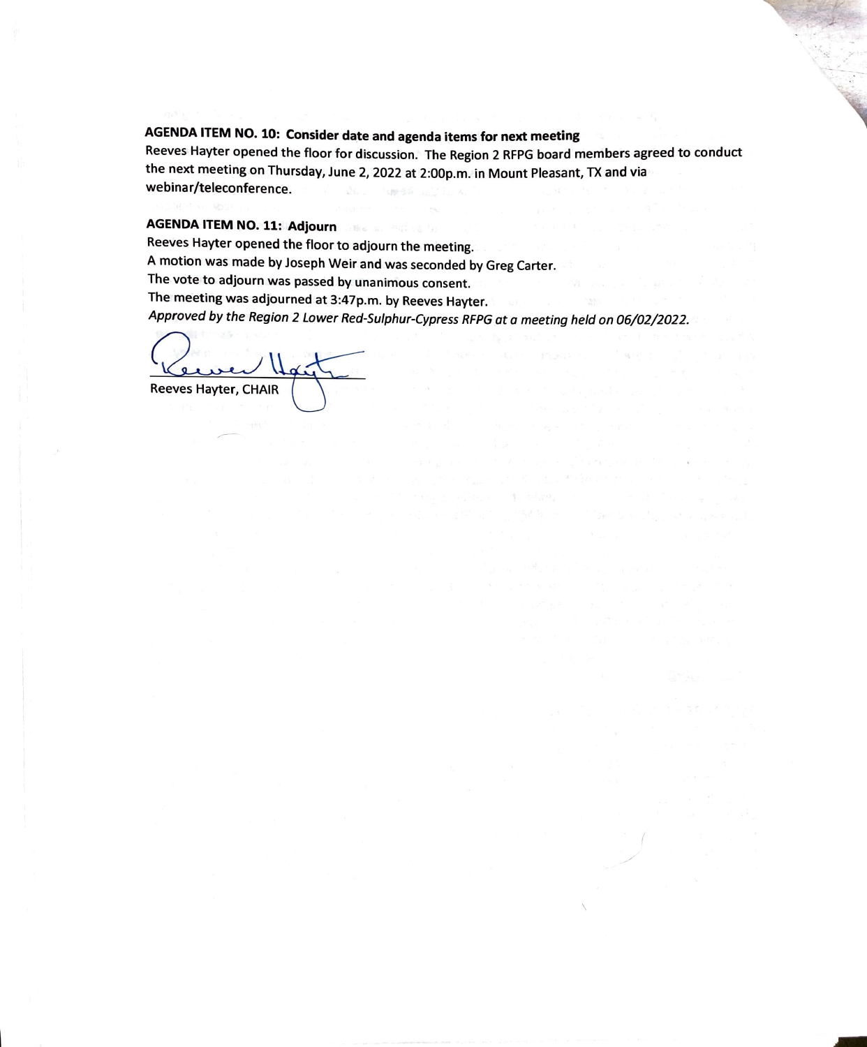**AGENDA ITEM NO. 10: Consider date and agenda items for next meeting**

Reeves Hayter opened the floor for discussion. The Region 2 RFPG board members agreed to conduct the next meeting on Thursday, June 2, 2022 at 2:00p.m. in Mount Pleasant, TX and via webinar/teleconference.

**AGENDA ITEM NO. 11: Adjourn**

Reeves Hayter opened the floor to adjourn the meeting.
A motion was made by Joseph Weir and was seconded by Greg Carter.
The vote to adjourn was passed by unanimous consent.
The meeting was adjourned at 3:47p.m. by Reeves Hayter.

*Approved by the Region 2 Lower Red-Sulphur-Cypress RFPG at a meeting held on 06/02/2022.*

Reeves Hayter, CHAIR